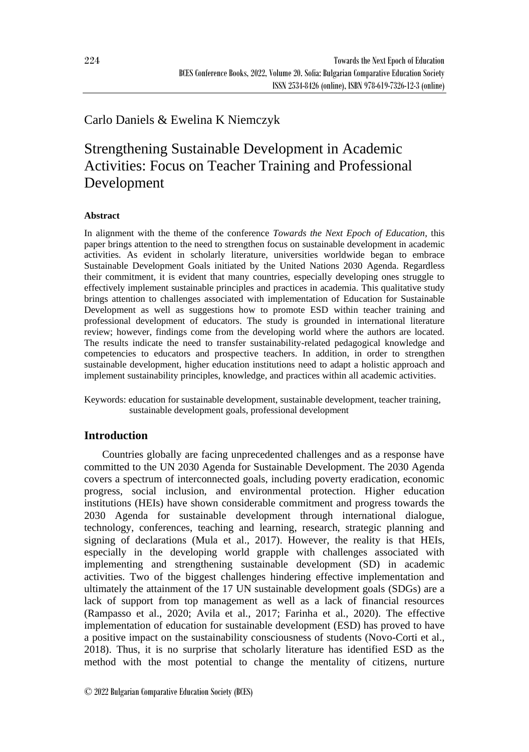Carlo Daniels & Ewelina K Niemczyk

# Strengthening Sustainable Development in Academic Activities: Focus on Teacher Training and Professional Development

### Abstract

In alignment with the theme of the conference *Towards the Next Epoch of Education*, this paper brings attention to the need to strengthen focus on sustainable development in academic activities. As evident in scholarly literature, universities worldwide began to embrace Sustainable Development Goals initiated by the United Nations 2030 Agenda. Regardless their commitment, it is evident that many countries, especially developing ones struggle to effectively implement sustainable principles and practices in academia. This qualitative study brings attention to challenges associated with implementation of Education for Sustainable Development as well as suggestions how to promote ESD within teacher training and professional development of educators. The study is grounded in international literature review; however, findings come from the developing world where the authors are located. The results indicate the need to transfer sustainability-related pedagogical knowledge and competencies to educators and prospective teachers. In addition, in order to strengthen sustainable development, higher education institutions need to adapt a holistic approach and implement sustainability principles, knowledge, and practices within all academic activities.

Keywords: education for sustainable development, sustainable development, teacher training, sustainable development goals, professional development

## Introduction

Countries globally are facing unprecedented challenges and as a response have committed to the UN 2030 Agenda for Sustainable Development. The 2030 Agenda covers a spectrum of interconnected goals, including poverty eradication, economic progress, social inclusion, and environmental protection. Higher education institutions (HEIs) have shown considerable commitment and progress towards the 2030 Agenda for sustainable development through international dialogue, technology, conferences, teaching and learning, research, strategic planning and signing of declarations (Mula et al., 2017). However, the reality is that HEIs, especially in the developing world grapple with challenges associated with implementing and strengthening sustainable development (SD) in academic activities. Two of the biggest challenges hindering effective implementation and ultimately the attainment of the 17 UN sustainable development goals (SDGs) are a lack of support from top management as well as a lack of financial resources (Rampasso et al., 2020; Avila et al., 2017; Farinha et al., 2020). The effective implementation of education for sustainable development (ESD) has proved to have a positive impact on the sustainability consciousness of students (Novo-Corti et al., 2018). Thus, it is no surprise that scholarly literature has identified ESD as the method with the most potential to change the mentality of citizens, nurture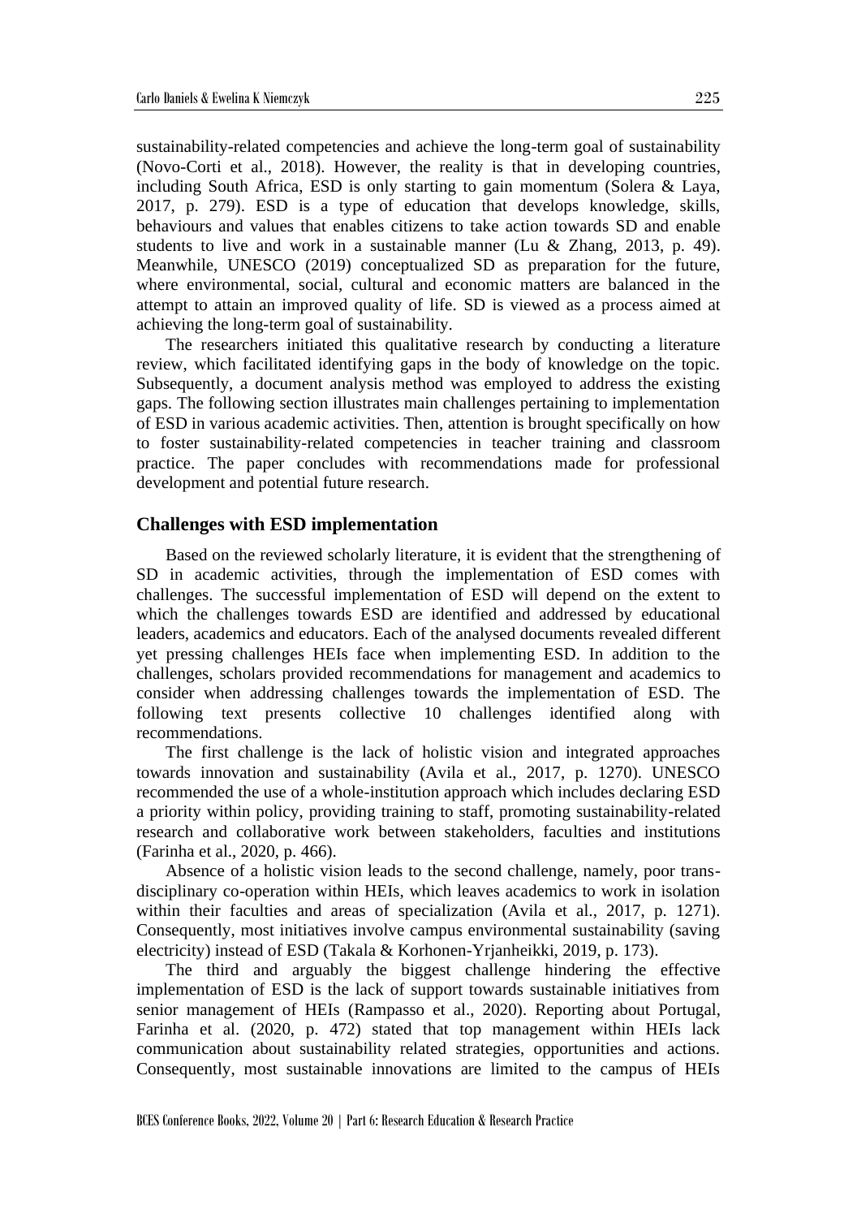sustainability-related competencies and achieve the long-term goal of sustainability (Novo-Corti et al., 2018). However, the reality is that in developing countries, including South Africa, ESD is only starting to gain momentum (Solera & Laya, 2017, p. 279). ESD is a type of education that develops knowledge, skills, behaviours and values that enables citizens to take action towards SD and enable students to live and work in a sustainable manner (Lu & Zhang, 2013, p. 49). Meanwhile, UNESCO (2019) conceptualized SD as preparation for the future, where environmental, social, cultural and economic matters are balanced in the attempt to attain an improved quality of life. SD is viewed as a process aimed at achieving the long-term goal of sustainability.

The researchers initiated this qualitative research by conducting a literature review, which facilitated identifying gaps in the body of knowledge on the topic. Subsequently, a document analysis method was employed to address the existing gaps. The following section illustrates main challenges pertaining to implementation of ESD in various academic activities. Then, attention is brought specifically on how to foster sustainability-related competencies in teacher training and classroom practice. The paper concludes with recommendations made for professional development and potential future research.

## Challenges with ESD implementation

Based on the reviewed scholarly literature, it is evident that the strengthening of SD in academic activities, through the implementation of ESD comes with challenges. The successful implementation of ESD will depend on the extent to which the challenges towards ESD are identified and addressed by educational leaders, academics and educators. Each of the analysed documents revealed different yet pressing challenges HEIs face when implementing ESD. In addition to the challenges, scholars provided recommendations for management and academics to consider when addressing challenges towards the implementation of ESD. The following text presents collective 10 challenges identified along with recommendations.

The first challenge is the lack of holistic vision and integrated approaches towards innovation and sustainability (Avila et al., 2017, p. 1270). UNESCO recommended the use of a whole-institution approach which includes declaring ESD a priority within policy, providing training to staff, promoting sustainability-related research and collaborative work between stakeholders, faculties and institutions (Farinha et al., 2020, p. 466).

Absence of a holistic vision leads to the second challenge, namely, poor trans-disciplinary co-operation within HEIs, which leaves academics to work in isolation within their faculties and areas of specialization (Avila et al., 2017, p. 1271). Consequently, most initiatives involve campus environmental sustainability (saving electricity) instead of ESD (Takala & Korhonen-Yrjanheikki, 2019, p. 173).

The third and arguably the biggest challenge hindering the effective implementation of ESD is the lack of support towards sustainable initiatives from senior management of HEIs (Rampasso et al., 2020). Reporting about Portugal, Farinha et al. (2020, p. 472) stated that top management within HEIs lack communication about sustainability related strategies, opportunities and actions. Consequently, most sustainable innovations are limited to the campus of HEIs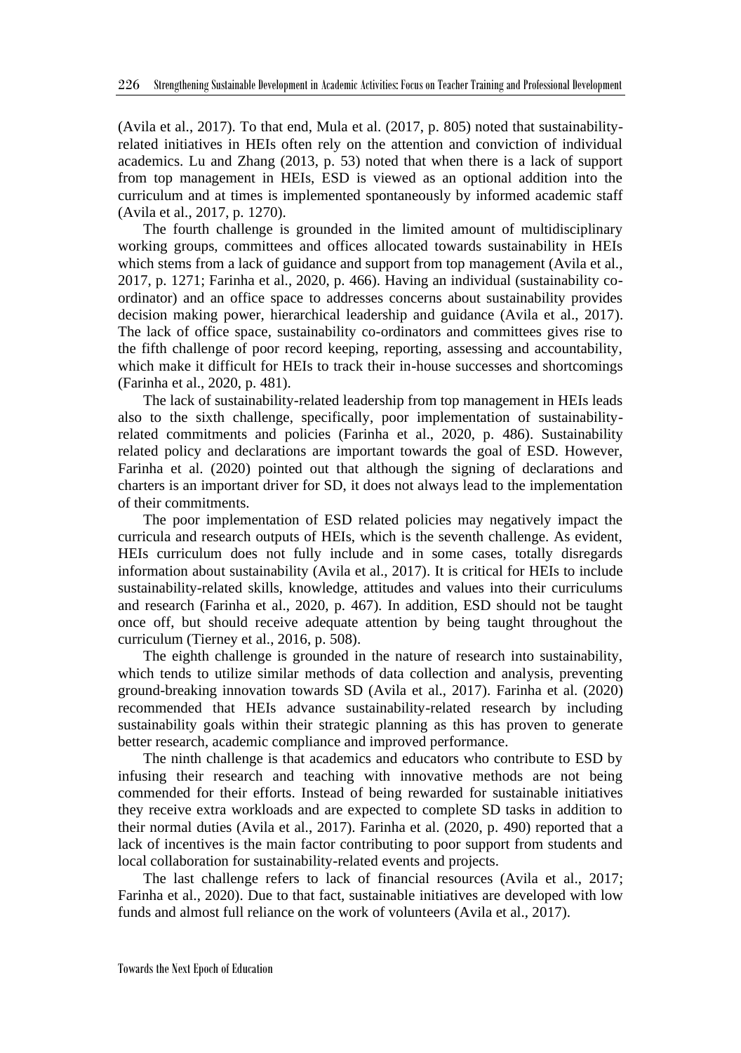(Avila et al., 2017). To that end, Mula et al. (2017, p. 805) noted that sustainability-related initiatives in HEIs often rely on the attention and conviction of individual academics. Lu and Zhang (2013, p. 53) noted that when there is a lack of support from top management in HEIs, ESD is viewed as an optional addition into the curriculum and at times is implemented spontaneously by informed academic staff (Avila et al., 2017, p. 1270).

The fourth challenge is grounded in the limited amount of multidisciplinary working groups, committees and offices allocated towards sustainability in HEIs which stems from a lack of guidance and support from top management (Avila et al., 2017, p. 1271; Farinha et al., 2020, p. 466). Having an individual (sustainability co-ordinator) and an office space to addresses concerns about sustainability provides decision making power, hierarchical leadership and guidance (Avila et al., 2017). The lack of office space, sustainability co-ordinators and committees gives rise to the fifth challenge of poor record keeping, reporting, assessing and accountability, which make it difficult for HEIs to track their in-house successes and shortcomings (Farinha et al., 2020, p. 481).

The lack of sustainability-related leadership from top management in HEIs leads also to the sixth challenge, specifically, poor implementation of sustainability-related commitments and policies (Farinha et al., 2020, p. 486). Sustainability related policy and declarations are important towards the goal of ESD. However, Farinha et al. (2020) pointed out that although the signing of declarations and charters is an important driver for SD, it does not always lead to the implementation of their commitments.

The poor implementation of ESD related policies may negatively impact the curricula and research outputs of HEIs, which is the seventh challenge. As evident, HEIs curriculum does not fully include and in some cases, totally disregards information about sustainability (Avila et al., 2017). It is critical for HEIs to include sustainability-related skills, knowledge, attitudes and values into their curriculums and research (Farinha et al., 2020, p. 467). In addition, ESD should not be taught once off, but should receive adequate attention by being taught throughout the curriculum (Tierney et al., 2016, p. 508).

The eighth challenge is grounded in the nature of research into sustainability, which tends to utilize similar methods of data collection and analysis, preventing ground-breaking innovation towards SD (Avila et al., 2017). Farinha et al. (2020) recommended that HEIs advance sustainability-related research by including sustainability goals within their strategic planning as this has proven to generate better research, academic compliance and improved performance.

The ninth challenge is that academics and educators who contribute to ESD by infusing their research and teaching with innovative methods are not being commended for their efforts. Instead of being rewarded for sustainable initiatives they receive extra workloads and are expected to complete SD tasks in addition to their normal duties (Avila et al., 2017). Farinha et al. (2020, p. 490) reported that a lack of incentives is the main factor contributing to poor support from students and local collaboration for sustainability-related events and projects.

The last challenge refers to lack of financial resources (Avila et al., 2017; Farinha et al., 2020). Due to that fact, sustainable initiatives are developed with low funds and almost full reliance on the work of volunteers (Avila et al., 2017).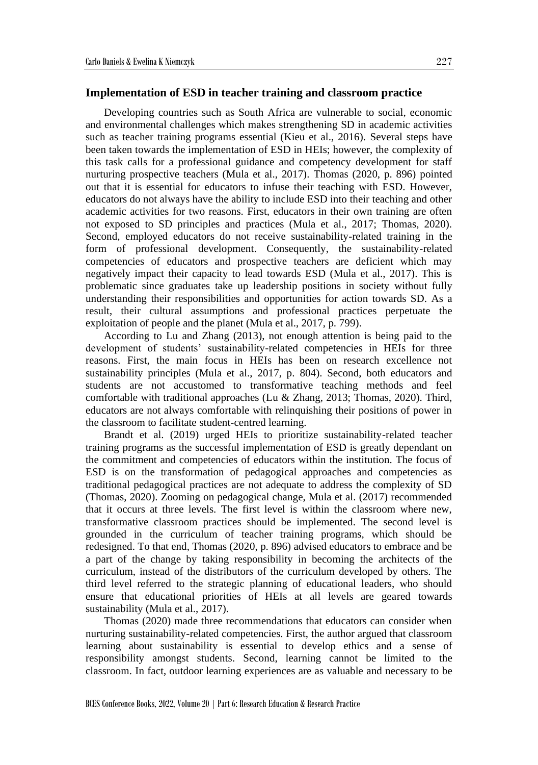## Implementation of ESD in teacher training and classroom practice

Developing countries such as South Africa are vulnerable to social, economic and environmental challenges which makes strengthening SD in academic activities such as teacher training programs essential (Kieu et al., 2016). Several steps have been taken towards the implementation of ESD in HEIs; however, the complexity of this task calls for a professional guidance and competency development for staff nurturing prospective teachers (Mula et al., 2017). Thomas (2020, p. 896) pointed out that it is essential for educators to infuse their teaching with ESD. However, educators do not always have the ability to include ESD into their teaching and other academic activities for two reasons. First, educators in their own training are often not exposed to SD principles and practices (Mula et al., 2017; Thomas, 2020). Second, employed educators do not receive sustainability-related training in the form of professional development. Consequently, the sustainability-related competencies of educators and prospective teachers are deficient which may negatively impact their capacity to lead towards ESD (Mula et al., 2017). This is problematic since graduates take up leadership positions in society without fully understanding their responsibilities and opportunities for action towards SD. As a result, their cultural assumptions and professional practices perpetuate the exploitation of people and the planet (Mula et al., 2017, p. 799).

According to Lu and Zhang (2013), not enough attention is being paid to the development of students' sustainability-related competencies in HEIs for three reasons. First, the main focus in HEIs has been on research excellence not sustainability principles (Mula et al., 2017, p. 804). Second, both educators and students are not accustomed to transformative teaching methods and feel comfortable with traditional approaches (Lu & Zhang, 2013; Thomas, 2020). Third, educators are not always comfortable with relinquishing their positions of power in the classroom to facilitate student-centred learning.

Brandt et al. (2019) urged HEIs to prioritize sustainability-related teacher training programs as the successful implementation of ESD is greatly dependant on the commitment and competencies of educators within the institution. The focus of ESD is on the transformation of pedagogical approaches and competencies as traditional pedagogical practices are not adequate to address the complexity of SD (Thomas, 2020). Zooming on pedagogical change, Mula et al. (2017) recommended that it occurs at three levels. The first level is within the classroom where new, transformative classroom practices should be implemented. The second level is grounded in the curriculum of teacher training programs, which should be redesigned. To that end, Thomas (2020, p. 896) advised educators to embrace and be a part of the change by taking responsibility in becoming the architects of the curriculum, instead of the distributors of the curriculum developed by others. The third level referred to the strategic planning of educational leaders, who should ensure that educational priorities of HEIs at all levels are geared towards sustainability (Mula et al., 2017).

Thomas (2020) made three recommendations that educators can consider when nurturing sustainability-related competencies. First, the author argued that classroom learning about sustainability is essential to develop ethics and a sense of responsibility amongst students. Second, learning cannot be limited to the classroom. In fact, outdoor learning experiences are as valuable and necessary to be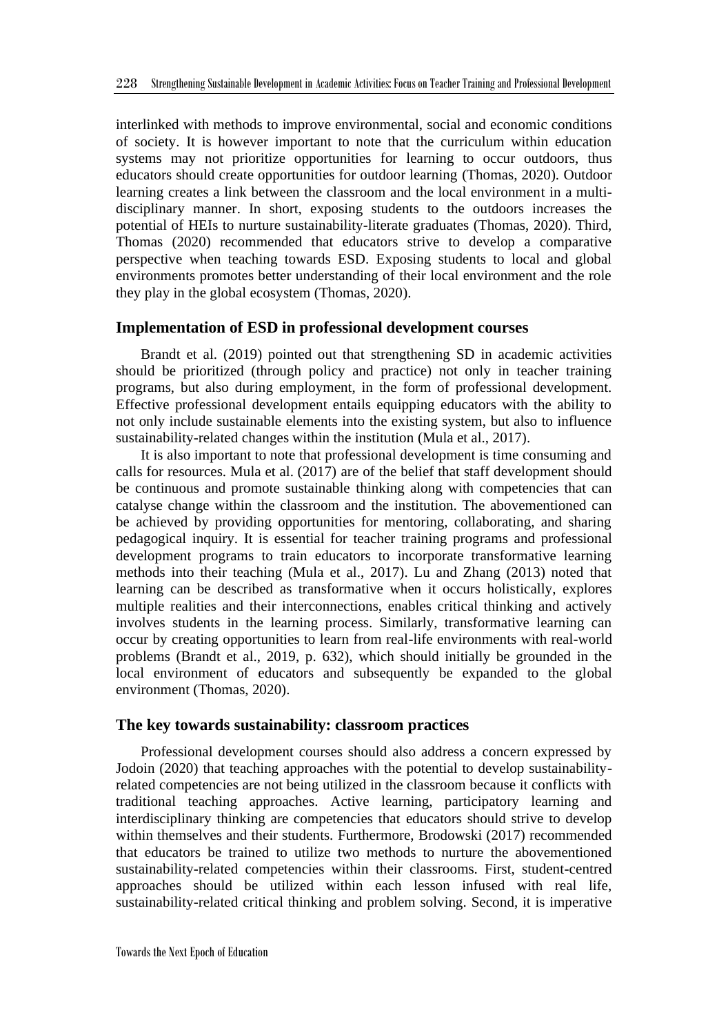interlinked with methods to improve environmental, social and economic conditions of society. It is however important to note that the curriculum within education systems may not prioritize opportunities for learning to occur outdoors, thus educators should create opportunities for outdoor learning (Thomas, 2020). Outdoor learning creates a link between the classroom and the local environment in a multi-disciplinary manner. In short, exposing students to the outdoors increases the potential of HEIs to nurture sustainability-literate graduates (Thomas, 2020). Third, Thomas (2020) recommended that educators strive to develop a comparative perspective when teaching towards ESD. Exposing students to local and global environments promotes better understanding of their local environment and the role they play in the global ecosystem (Thomas, 2020).

### Implementation of ESD in professional development courses

Brandt et al. (2019) pointed out that strengthening SD in academic activities should be prioritized (through policy and practice) not only in teacher training programs, but also during employment, in the form of professional development. Effective professional development entails equipping educators with the ability to not only include sustainable elements into the existing system, but also to influence sustainability-related changes within the institution (Mula et al., 2017).

It is also important to note that professional development is time consuming and calls for resources. Mula et al. (2017) are of the belief that staff development should be continuous and promote sustainable thinking along with competencies that can catalyse change within the classroom and the institution. The abovementioned can be achieved by providing opportunities for mentoring, collaborating, and sharing pedagogical inquiry. It is essential for teacher training programs and professional development programs to train educators to incorporate transformative learning methods into their teaching (Mula et al., 2017). Lu and Zhang (2013) noted that learning can be described as transformative when it occurs holistically, explores multiple realities and their interconnections, enables critical thinking and actively involves students in the learning process. Similarly, transformative learning can occur by creating opportunities to learn from real-life environments with real-world problems (Brandt et al., 2019, p. 632), which should initially be grounded in the local environment of educators and subsequently be expanded to the global environment (Thomas, 2020).

### The key towards sustainability: classroom practices

Professional development courses should also address a concern expressed by Jodoin (2020) that teaching approaches with the potential to develop sustainability-related competencies are not being utilized in the classroom because it conflicts with traditional teaching approaches. Active learning, participatory learning and interdisciplinary thinking are competencies that educators should strive to develop within themselves and their students. Furthermore, Brodowski (2017) recommended that educators be trained to utilize two methods to nurture the abovementioned sustainability-related competencies within their classrooms. First, student-centred approaches should be utilized within each lesson infused with real life, sustainability-related critical thinking and problem solving. Second, it is imperative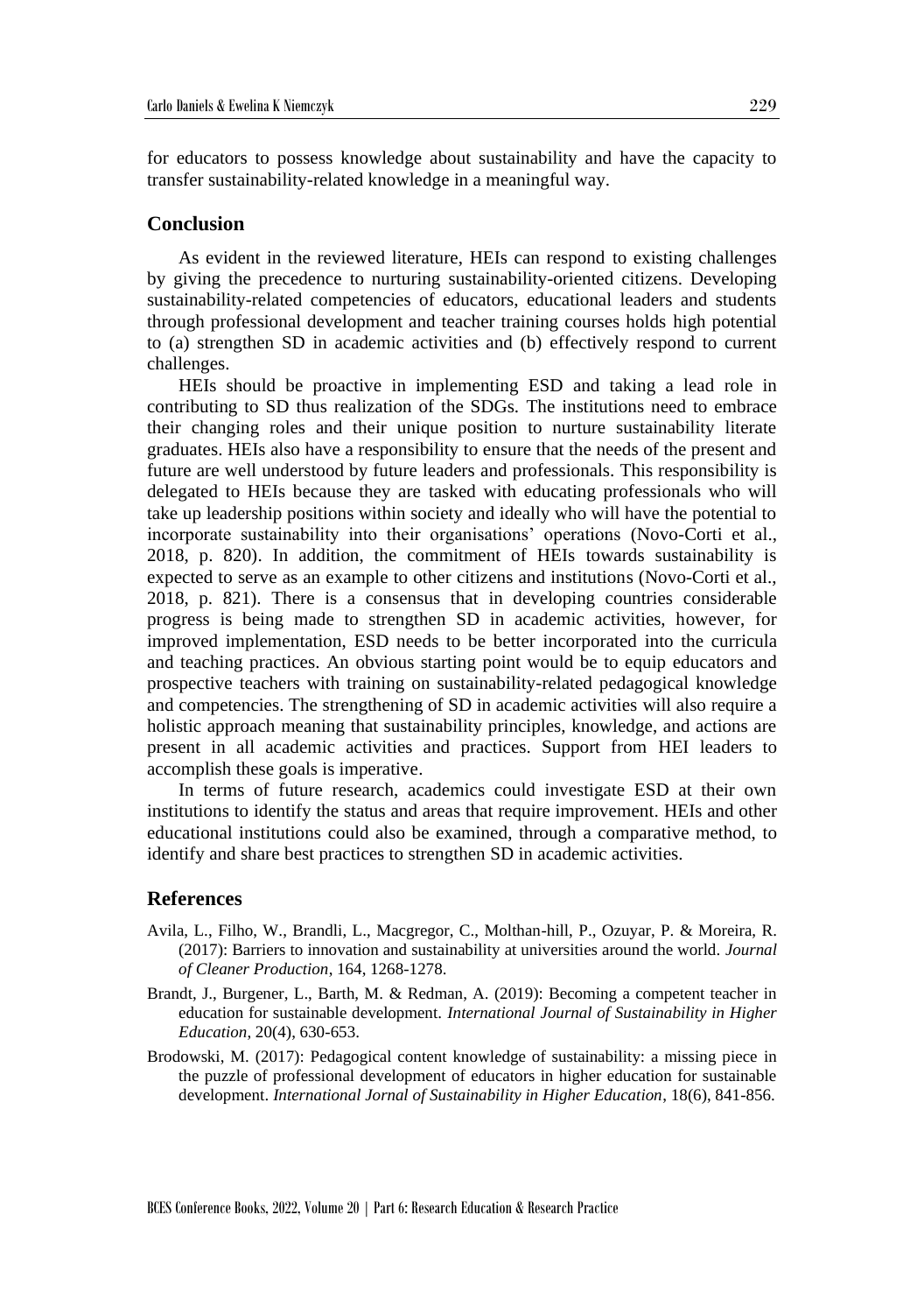for educators to possess knowledge about sustainability and have the capacity to transfer sustainability-related knowledge in a meaningful way.

## Conclusion

As evident in the reviewed literature, HEIs can respond to existing challenges by giving the precedence to nurturing sustainability-oriented citizens. Developing sustainability-related competencies of educators, educational leaders and students through professional development and teacher training courses holds high potential to (a) strengthen SD in academic activities and (b) effectively respond to current challenges.

HEIs should be proactive in implementing ESD and taking a lead role in contributing to SD thus realization of the SDGs. The institutions need to embrace their changing roles and their unique position to nurture sustainability literate graduates. HEIs also have a responsibility to ensure that the needs of the present and future are well understood by future leaders and professionals. This responsibility is delegated to HEIs because they are tasked with educating professionals who will take up leadership positions within society and ideally who will have the potential to incorporate sustainability into their organisations' operations (Novo-Corti et al., 2018, p. 820). In addition, the commitment of HEIs towards sustainability is expected to serve as an example to other citizens and institutions (Novo-Corti et al., 2018, p. 821). There is a consensus that in developing countries considerable progress is being made to strengthen SD in academic activities, however, for improved implementation, ESD needs to be better incorporated into the curricula and teaching practices. An obvious starting point would be to equip educators and prospective teachers with training on sustainability-related pedagogical knowledge and competencies. The strengthening of SD in academic activities will also require a holistic approach meaning that sustainability principles, knowledge, and actions are present in all academic activities and practices. Support from HEI leaders to accomplish these goals is imperative.

In terms of future research, academics could investigate ESD at their own institutions to identify the status and areas that require improvement. HEIs and other educational institutions could also be examined, through a comparative method, to identify and share best practices to strengthen SD in academic activities.

## References

Avila, L., Filho, W., Brandli, L., Macgregor, C., Molthan-hill, P., Ozuyar, P. & Moreira, R. (2017): Barriers to innovation and sustainability at universities around the world. *Journal of Cleaner Production*, 164, 1268-1278.

Brandt, J., Burgener, L., Barth, M. & Redman, A. (2019): Becoming a competent teacher in education for sustainable development. *International Journal of Sustainability in Higher Education*, 20(4), 630-653.

Brodowski, M. (2017): Pedagogical content knowledge of sustainability: a missing piece in the puzzle of professional development of educators in higher education for sustainable development. *International Jornal of Sustainability in Higher Education*, 18(6), 841-856.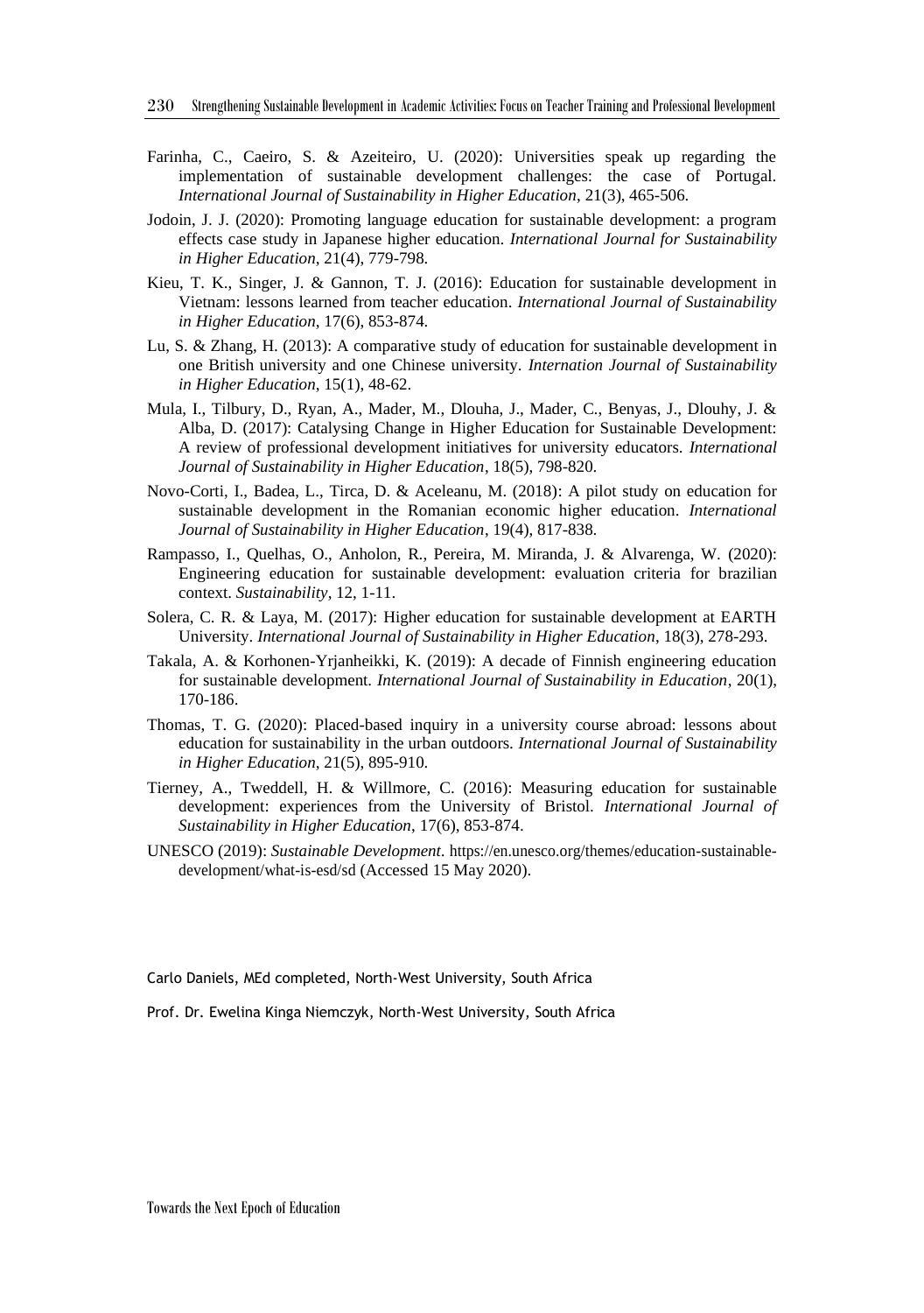Farinha, C., Caeiro, S. & Azeiteiro, U. (2020): Universities speak up regarding the implementation of sustainable development challenges: the case of Portugal. *International Journal of Sustainability in Higher Education*, 21(3), 465-506.

Jodoin, J. J. (2020): Promoting language education for sustainable development: a program effects case study in Japanese higher education. *International Journal for Sustainability in Higher Education*, 21(4), 779-798.

Kieu, T. K., Singer, J. & Gannon, T. J. (2016): Education for sustainable development in Vietnam: lessons learned from teacher education. *International Journal of Sustainability in Higher Education*, 17(6), 853-874.

Lu, S. & Zhang, H. (2013): A comparative study of education for sustainable development in one British university and one Chinese university. *Internation Journal of Sustainability in Higher Education*, 15(1), 48-62.

Mula, I., Tilbury, D., Ryan, A., Mader, M., Dlouha, J., Mader, C., Benyas, J., Dlouhy, J. & Alba, D. (2017): Catalysing Change in Higher Education for Sustainable Development: A review of professional development initiatives for university educators. *International Journal of Sustainability in Higher Education*, 18(5), 798-820.

Novo-Corti, I., Badea, L., Tirca, D. & Aceleanu, M. (2018): A pilot study on education for sustainable development in the Romanian economic higher education. *International Journal of Sustainability in Higher Education*, 19(4), 817-838.

Rampasso, I., Quelhas, O., Anholon, R., Pereira, M. Miranda, J. & Alvarenga, W. (2020): Engineering education for sustainable development: evaluation criteria for brazilian context. *Sustainability*, 12, 1-11.

Solera, C. R. & Laya, M. (2017): Higher education for sustainable development at EARTH University. *International Journal of Sustainability in Higher Education*, 18(3), 278-293.

Takala, A. & Korhonen-Yrjanheikki, K. (2019): A decade of Finnish engineering education for sustainable development. *International Journal of Sustainability in Education*, 20(1), 170-186.

Thomas, T. G. (2020): Placed-based inquiry in a university course abroad: lessons about education for sustainability in the urban outdoors. *International Journal of Sustainability in Higher Education*, 21(5), 895-910.

Tierney, A., Tweddell, H. & Willmore, C. (2016): Measuring education for sustainable development: experiences from the University of Bristol. *International Journal of Sustainability in Higher Education*, 17(6), 853-874.

UNESCO (2019): *Sustainable Development*. https://en.unesco.org/themes/education-sustainable-development/what-is-esd/sd (Accessed 15 May 2020).

Carlo Daniels, MEd completed, North-West University, South Africa

Prof. Dr. Ewelina Kinga Niemczyk, North-West University, South Africa